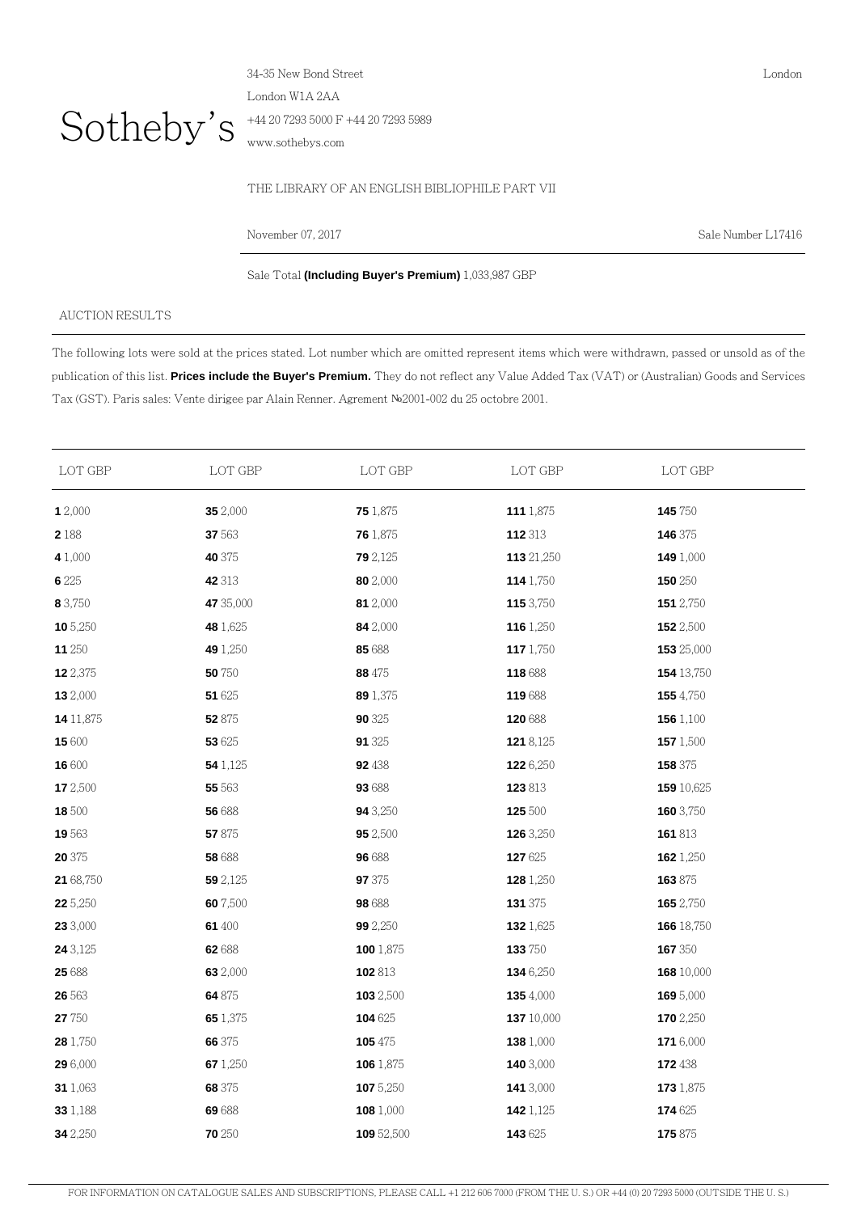Sotheby's

34-35 New Bond Street
London W1A 2AA
+44 20 7293 5000 F +44 20 7293 5989
www.sothebys.com

London

THE LIBRARY OF AN ENGLISH BIBLIOPHILE PART VII

November 07, 2017

Sale Number L17416

Sale Total **(Including Buyer's Premium)** 1,033,987 GBP

AUCTION RESULTS

The following lots were sold at the prices stated. Lot number which are omitted represent items which were withdrawn, passed or unsold as of the publication of this list. **Prices include the Buyer's Premium.** They do not reflect any Value Added Tax (VAT) or (Australian) Goods and Services Tax (GST). Paris sales: Vente dirigee par Alain Renner. Agrement №2001-002 du 25 octobre 2001.

| LOT GBP | LOT GBP | LOT GBP | LOT GBP | LOT GBP |
|---|---|---|---|---|
| **1** 2,000 | **35** 2,000 | **75** 1,875 | **111** 1,875 | **145** 750 |
| **2** 188 | **37** 563 | **76** 1,875 | **112** 313 | **146** 375 |
| **4** 1,000 | **40** 375 | **79** 2,125 | **113** 21,250 | **149** 1,000 |
| **6** 225 | **42** 313 | **80** 2,000 | **114** 1,750 | **150** 250 |
| **8** 3,750 | **47** 35,000 | **81** 2,000 | **115** 3,750 | **151** 2,750 |
| **10** 5,250 | **48** 1,625 | **84** 2,000 | **116** 1,250 | **152** 2,500 |
| **11** 250 | **49** 1,250 | **85** 688 | **117** 1,750 | **153** 25,000 |
| **12** 2,375 | **50** 750 | **88** 475 | **118** 688 | **154** 13,750 |
| **13** 2,000 | **51** 625 | **89** 1,375 | **119** 688 | **155** 4,750 |
| **14** 11,875 | **52** 875 | **90** 325 | **120** 688 | **156** 1,100 |
| **15** 600 | **53** 625 | **91** 325 | **121** 8,125 | **157** 1,500 |
| **16** 600 | **54** 1,125 | **92** 438 | **122** 6,250 | **158** 375 |
| **17** 2,500 | **55** 563 | **93** 688 | **123** 813 | **159** 10,625 |
| **18** 500 | **56** 688 | **94** 3,250 | **125** 500 | **160** 3,750 |
| **19** 563 | **57** 875 | **95** 2,500 | **126** 3,250 | **161** 813 |
| **20** 375 | **58** 688 | **96** 688 | **127** 625 | **162** 1,250 |
| **21** 68,750 | **59** 2,125 | **97** 375 | **128** 1,250 | **163** 875 |
| **22** 5,250 | **60** 7,500 | **98** 688 | **131** 375 | **165** 2,750 |
| **23** 3,000 | **61** 400 | **99** 2,250 | **132** 1,625 | **166** 18,750 |
| **24** 3,125 | **62** 688 | **100** 1,875 | **133** 750 | **167** 350 |
| **25** 688 | **63** 2,000 | **102** 813 | **134** 6,250 | **168** 10,000 |
| **26** 563 | **64** 875 | **103** 2,500 | **135** 4,000 | **169** 5,000 |
| **27** 750 | **65** 1,375 | **104** 625 | **137** 10,000 | **170** 2,250 |
| **28** 1,750 | **66** 375 | **105** 475 | **138** 1,000 | **171** 6,000 |
| **29** 6,000 | **67** 1,250 | **106** 1,875 | **140** 3,000 | **172** 438 |
| **31** 1,063 | **68** 375 | **107** 5,250 | **141** 3,000 | **173** 1,875 |
| **33** 1,188 | **69** 688 | **108** 1,000 | **142** 1,125 | **174** 625 |
| **34** 2,250 | **70** 250 | **109** 52,500 | **143** 625 | **175** 875 |

FOR INFORMATION ON CATALOGUE SALES AND SUBSCRIPTIONS, PLEASE CALL +1 212 606 7000 (FROM THE U. S.) OR +44 (0) 20 7293 5000 (OUTSIDE THE U. S.)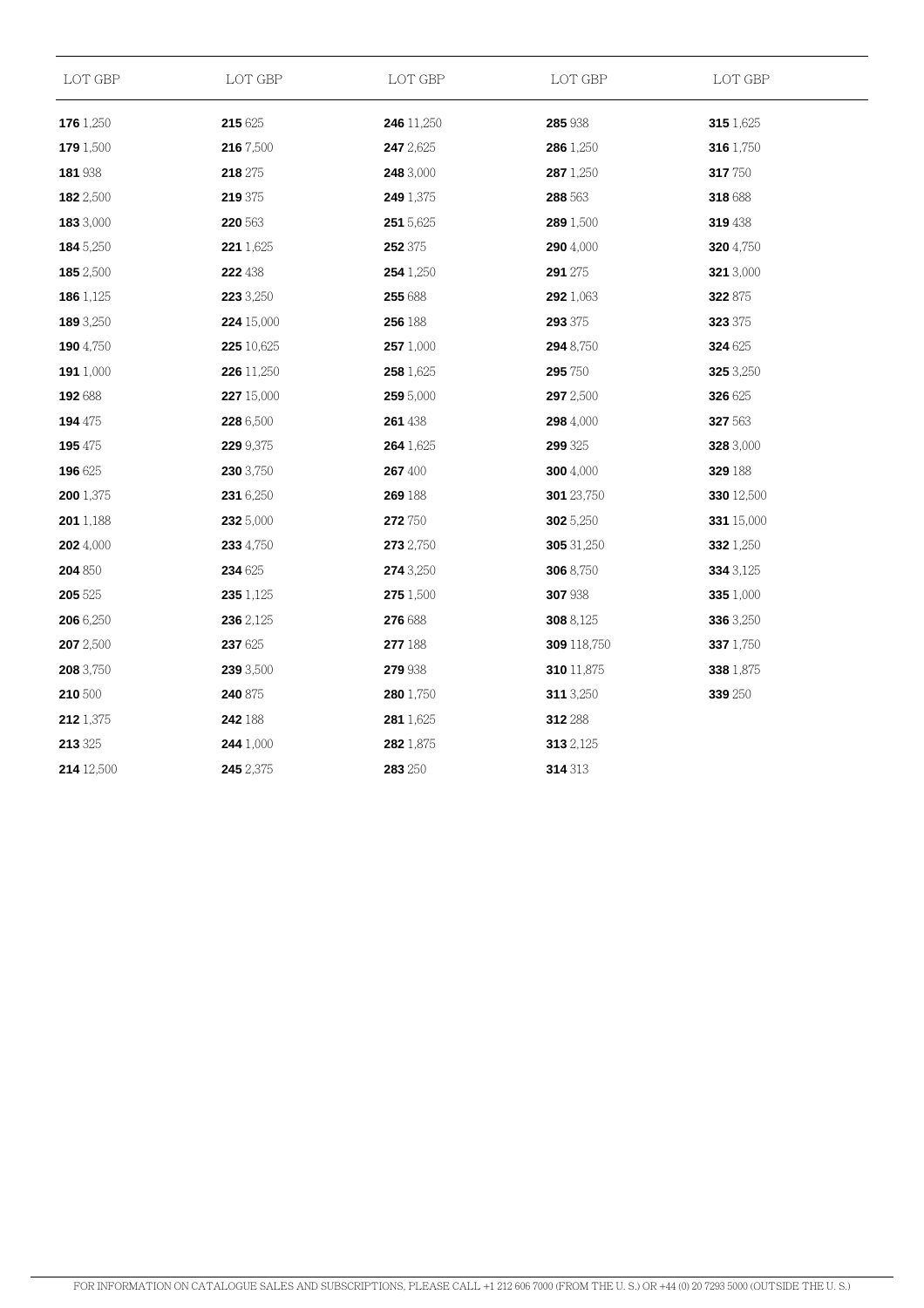| LOT GBP | LOT GBP | LOT GBP | LOT GBP | LOT GBP |
|---|---|---|---|---|
| **176** 1,250 | **215** 625 | **246** 11,250 | **285** 938 | **315** 1,625 |
| **179** 1,500 | **216** 7,500 | **247** 2,625 | **286** 1,250 | **316** 1,750 |
| **181** 938 | **218** 275 | **248** 3,000 | **287** 1,250 | **317** 750 |
| **182** 2,500 | **219** 375 | **249** 1,375 | **288** 563 | **318** 688 |
| **183** 3,000 | **220** 563 | **251** 5,625 | **289** 1,500 | **319** 438 |
| **184** 5,250 | **221** 1,625 | **252** 375 | **290** 4,000 | **320** 4,750 |
| **185** 2,500 | **222** 438 | **254** 1,250 | **291** 275 | **321** 3,000 |
| **186** 1,125 | **223** 3,250 | **255** 688 | **292** 1,063 | **322** 875 |
| **189** 3,250 | **224** 15,000 | **256** 188 | **293** 375 | **323** 375 |
| **190** 4,750 | **225** 10,625 | **257** 1,000 | **294** 8,750 | **324** 625 |
| **191** 1,000 | **226** 11,250 | **258** 1,625 | **295** 750 | **325** 3,250 |
| **192** 688 | **227** 15,000 | **259** 5,000 | **297** 2,500 | **326** 625 |
| **194** 475 | **228** 6,500 | **261** 438 | **298** 4,000 | **327** 563 |
| **195** 475 | **229** 9,375 | **264** 1,625 | **299** 325 | **328** 3,000 |
| **196** 625 | **230** 3,750 | **267** 400 | **300** 4,000 | **329** 188 |
| **200** 1,375 | **231** 6,250 | **269** 188 | **301** 23,750 | **330** 12,500 |
| **201** 1,188 | **232** 5,000 | **272** 750 | **302** 5,250 | **331** 15,000 |
| **202** 4,000 | **233** 4,750 | **273** 2,750 | **305** 31,250 | **332** 1,250 |
| **204** 850 | **234** 625 | **274** 3,250 | **306** 8,750 | **334** 3,125 |
| **205** 525 | **235** 1,125 | **275** 1,500 | **307** 938 | **335** 1,000 |
| **206** 6,250 | **236** 2,125 | **276** 688 | **308** 8,125 | **336** 3,250 |
| **207** 2,500 | **237** 625 | **277** 188 | **309** 118,750 | **337** 1,750 |
| **208** 3,750 | **239** 3,500 | **279** 938 | **310** 11,875 | **338** 1,875 |
| **210** 500 | **240** 875 | **280** 1,750 | **311** 3,250 | **339** 250 |
| **212** 1,375 | **242** 188 | **281** 1,625 | **312** 288 | |
| **213** 325 | **244** 1,000 | **282** 1,875 | **313** 2,125 | |
| **214** 12,500 | **245** 2,375 | **283** 250 | **314** 313 | |

FOR INFORMATION ON CATALOGUE SALES AND SUBSCRIPTIONS, PLEASE CALL +1 212 606 7000 (FROM THE U. S.) OR +44 (0) 20 7293 5000 (OUTSIDE THE U. S.)